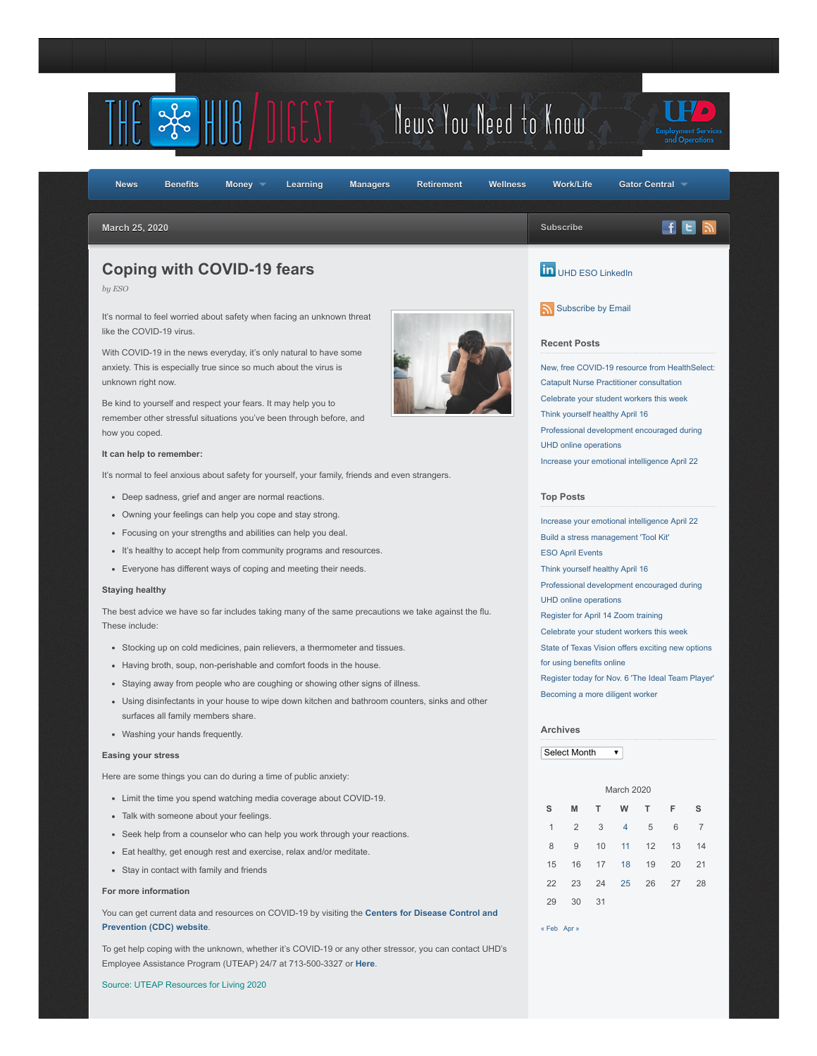THE HUB / DIGEST — News You Need to Know — UHD Employment Services and Operations

News | Benefits | Money | Learning | Managers | Retirement | Wellness | Work/Life | Gator Central

March 25, 2020

# Coping with COVID-19 fears

*by ESO*

It's normal to feel worried about safety when facing an unknown threat like the COVID-19 virus.

With COVID-19 in the news everyday, it's only natural to have some anxiety. This is especially true since so much about the virus is unknown right now.

Be kind to yourself and respect your fears. It may help you to remember other stressful situations you've been through before, and how you coped.

**It can help to remember:**

It's normal to feel anxious about safety for yourself, your family, friends and even strangers.

- Deep sadness, grief and anger are normal reactions.
- Owning your feelings can help you cope and stay strong.
- Focusing on your strengths and abilities can help you deal.
- It's healthy to accept help from community programs and resources.
- Everyone has different ways of coping and meeting their needs.

**Staying healthy**

The best advice we have so far includes taking many of the same precautions we take against the flu. These include:

- Stocking up on cold medicines, pain relievers, a thermometer and tissues.
- Having broth, soup, non-perishable and comfort foods in the house.
- Staying away from people who are coughing or showing other signs of illness.
- Using disinfectants in your house to wipe down kitchen and bathroom counters, sinks and other surfaces all family members share.
- Washing your hands frequently.

**Easing your stress**

Here are some things you can do during a time of public anxiety:

- Limit the time you spend watching media coverage about COVID-19.
- Talk with someone about your feelings.
- Seek help from a counselor who can help you work through your reactions.
- Eat healthy, get enough rest and exercise, relax and/or meditate.
- Stay in contact with family and friends

**For more information**

You can get current data and resources on COVID-19 by visiting the **Centers for Disease Control and Prevention (CDC) website**.

To get help coping with the unknown, whether it's COVID-19 or any other stressor, you can contact UHD's Employee Assistance Program (UTEAP) 24/7 at 713-500-3327 or **Here**.

Source: UTEAP Resources for Living 2020

---

Subscribe

UHD ESO LinkedIn

Subscribe by Email

### Recent Posts

- New, free COVID-19 resource from HealthSelect: Catapult Nurse Practitioner consultation
- Celebrate your student workers this week
- Think yourself healthy April 16
- Professional development encouraged during UHD online operations
- Increase your emotional intelligence April 22

### Top Posts

- Increase your emotional intelligence April 22
- Build a stress management 'Tool Kit'
- ESO April Events
- Think yourself healthy April 16
- Professional development encouraged during UHD online operations
- Register for April 14 Zoom training
- Celebrate your student workers this week
- State of Texas Vision offers exciting new options for using benefits online
- Register today for Nov. 6 'The Ideal Team Player'
- Becoming a more diligent worker

### Archives

Select Month

March 2020

| S | M | T | W | T | F | S |
|---|---|---|---|---|---|---|
| 1 | 2 | 3 | 4 | 5 | 6 | 7 |
| 8 | 9 | 10 | 11 | 12 | 13 | 14 |
| 15 | 16 | 17 | 18 | 19 | 20 | 21 |
| 22 | 23 | 24 | 25 | 26 | 27 | 28 |
| 29 | 30 | 31 | | | | |

« Feb Apr »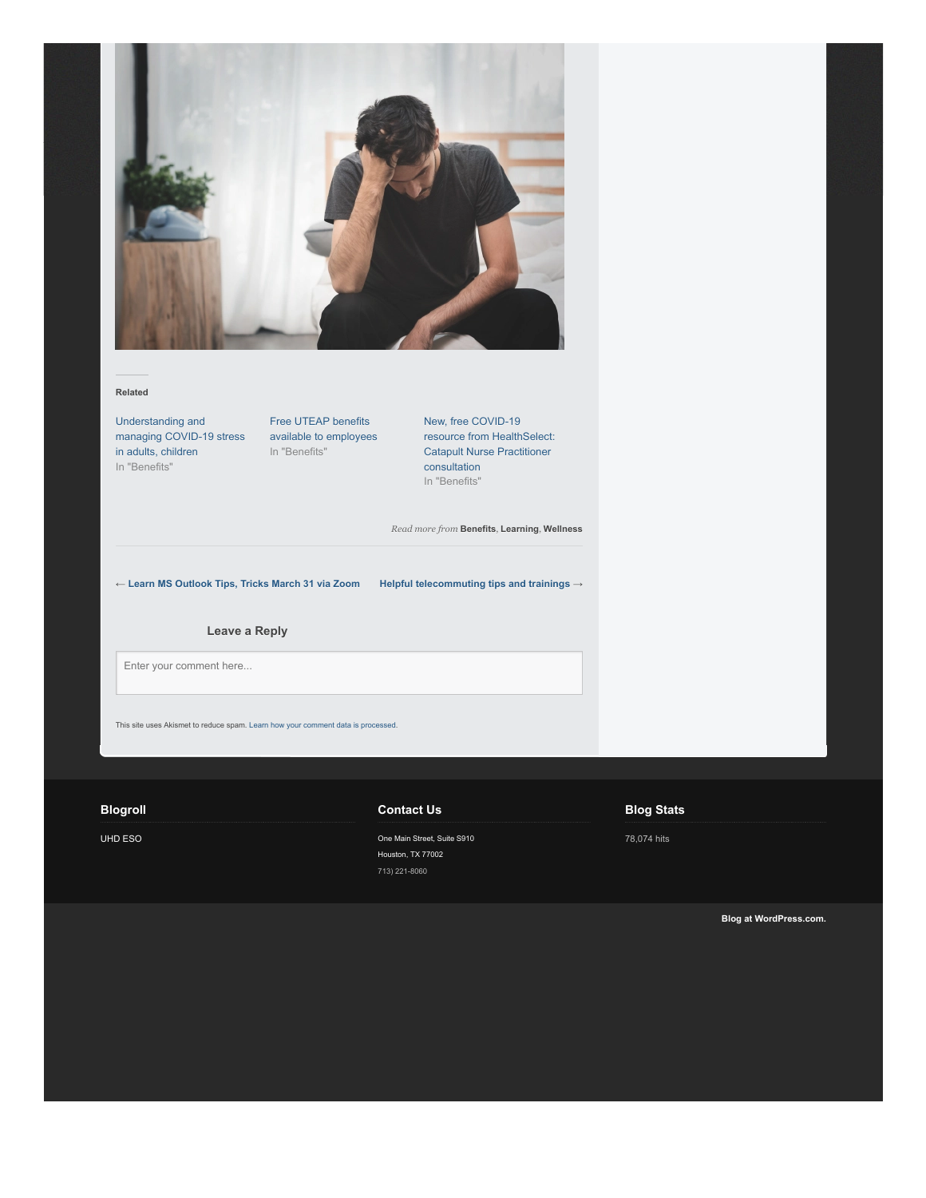**Related**

Understanding and managing COVID-19 stress in adults, children
In "Benefits"

Free UTEAP benefits available to employees
In "Benefits"

New, free COVID-19 resource from HealthSelect: Catapult Nurse Practitioner consultation
In "Benefits"

*Read more from* **Benefits**, **Learning**, **Wellness**

← **Learn MS Outlook Tips, Tricks March 31 via Zoom**

**Helpful telecommuting tips and trainings** →

## Leave a Reply

Enter your comment here...

This site uses Akismet to reduce spam. Learn how your comment data is processed.

### Blogroll

UHD ESO

### Contact Us

One Main Street, Suite S910
Houston, TX 77002
713) 221-8060

### Blog Stats

78,074 hits

**Blog at WordPress.com.**